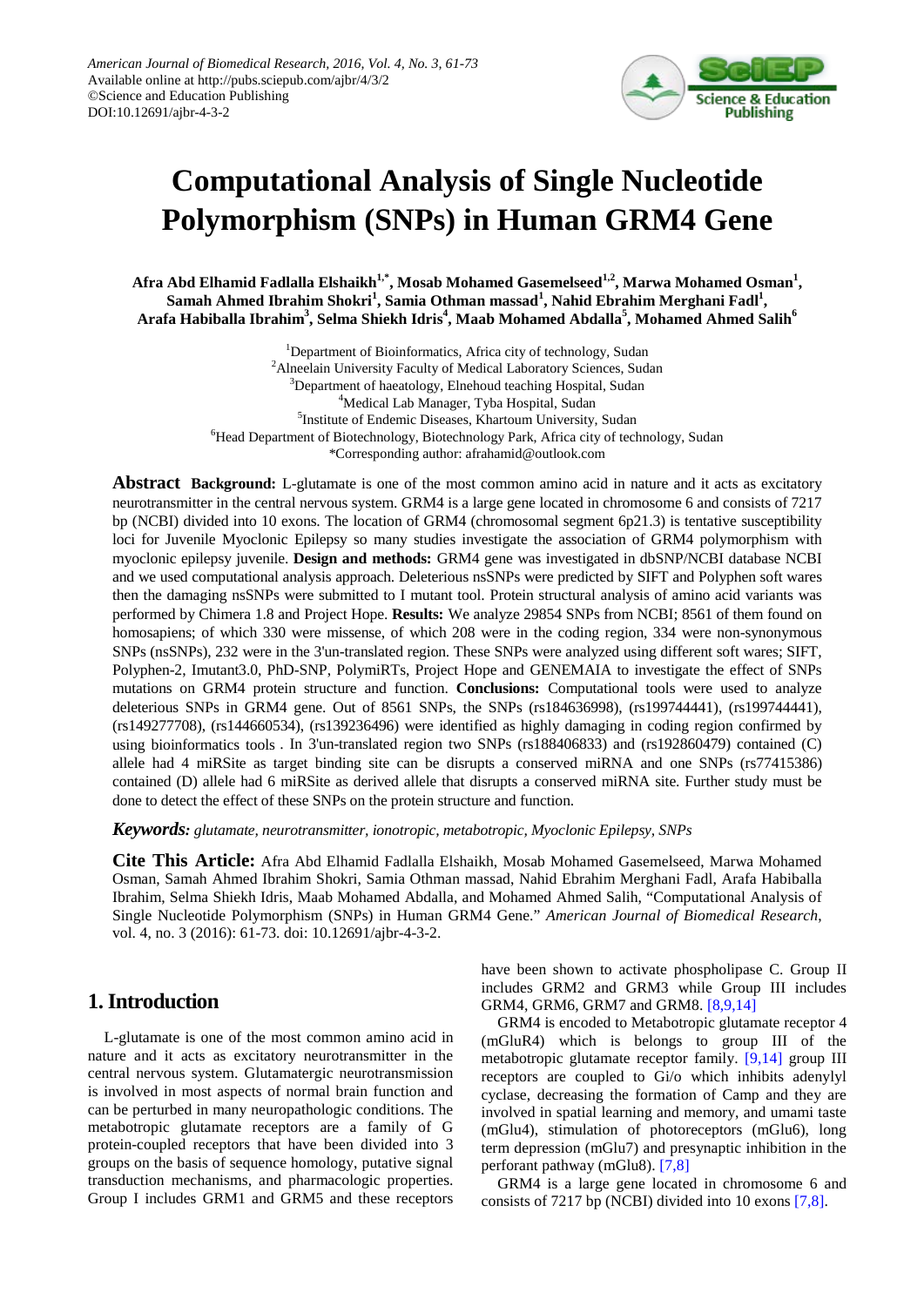# Computational Analysis of Single Nucleotide Polymorphism (SNPs) in Human GRM4 Gene

**Afra Abd Elhamid Fadlalla Elshaikh[1,*], Mosab Mohamed Gasemelseed[1,2], Marwa Mohamed Osman[1], Samah Ahmed Ibrahim Shokri[1], Samia Othman massad[1], Nahid Ebrahim Merghani Fadl[1], Arafa Habiballa Ibrahim[3], Selma Shiekh Idris[4], Maab Mohamed Abdalla[5], Mohamed Ahmed Salih[6]**

[1]Department of Bioinformatics, Africa city of technology, Sudan
[2]Alneelain University Faculty of Medical Laboratory Sciences, Sudan
[3]Department of haeatology, Elnehoud teaching Hospital, Sudan
[4]Medical Lab Manager, Tyba Hospital, Sudan
[5]Institute of Endemic Diseases, Khartoum University, Sudan
[6]Head Department of Biotechnology, Biotechnology Park, Africa city of technology, Sudan
*Corresponding author: afrahamid@outlook.com

**Abstract** **Background:** L-glutamate is one of the most common amino acid in nature and it acts as excitatory neurotransmitter in the central nervous system. GRM4 is a large gene located in chromosome 6 and consists of 7217 bp (NCBI) divided into 10 exons. The location of GRM4 (chromosomal segment 6p21.3) is tentative susceptibility loci for Juvenile Myoclonic Epilepsy so many studies investigate the association of GRM4 polymorphism with myoclonic epilepsy juvenile. **Design and methods:** GRM4 gene was investigated in dbSNP/NCBI database NCBI and we used computational analysis approach. Deleterious nsSNPs were predicted by SIFT and Polyphen soft wares then the damaging nsSNPs were submitted to I mutant tool. Protein structural analysis of amino acid variants was performed by Chimera 1.8 and Project Hope. **Results:** We analyze 29854 SNPs from NCBI; 8561 of them found on homosapiens; of which 330 were missense, of which 208 were in the coding region, 334 were non-synonymous SNPs (nsSNPs), 232 were in the 3'un-translated region. These SNPs were analyzed using different soft wares; SIFT, Polyphen-2, Imutant3.0, PhD-SNP, PolymiRTs, Project Hope and GENEMAIA to investigate the effect of SNPs mutations on GRM4 protein structure and function. **Conclusions:** Computational tools were used to analyze deleterious SNPs in GRM4 gene. Out of 8561 SNPs, the SNPs (rs184636998), (rs199744441), (rs199744441), (rs149277708), (rs144660534), (rs139236496) were identified as highly damaging in coding region confirmed by using bioinformatics tools . In 3'un-translated region two SNPs (rs188406833) and (rs192860479) contained (C) allele had 4 miRSite as target binding site can be disrupts a conserved miRNA and one SNPs (rs77415386) contained (D) allele had 6 miRSite as derived allele that disrupts a conserved miRNA site. Further study must be done to detect the effect of these SNPs on the protein structure and function.

***Keywords:*** *glutamate, neurotransmitter, ionotropic, metabotropic, Myoclonic Epilepsy, SNPs*

**Cite This Article:** Afra Abd Elhamid Fadlalla Elshaikh, Mosab Mohamed Gasemelseed, Marwa Mohamed Osman, Samah Ahmed Ibrahim Shokri, Samia Othman massad, Nahid Ebrahim Merghani Fadl, Arafa Habiballa Ibrahim, Selma Shiekh Idris, Maab Mohamed Abdalla, and Mohamed Ahmed Salih, "Computational Analysis of Single Nucleotide Polymorphism (SNPs) in Human GRM4 Gene." *American Journal of Biomedical Research*, vol. 4, no. 3 (2016): 61-73. doi: 10.12691/ajbr-4-3-2.

## 1. Introduction

L-glutamate is one of the most common amino acid in nature and it acts as excitatory neurotransmitter in the central nervous system. Glutamatergic neurotransmission is involved in most aspects of normal brain function and can be perturbed in many neuropathologic conditions. The metabotropic glutamate receptors are a family of G protein-coupled receptors that have been divided into 3 groups on the basis of sequence homology, putative signal transduction mechanisms, and pharmacologic properties. Group I includes GRM1 and GRM5 and these receptors have been shown to activate phospholipase C. Group II includes GRM2 and GRM3 while Group III includes GRM4, GRM6, GRM7 and GRM8. [8,9,14]

GRM4 is encoded to Metabotropic glutamate receptor 4 (mGluR4) which is belongs to group III of the metabotropic glutamate receptor family. [9,14] group III receptors are coupled to Gi/o which inhibits adenylyl cyclase, decreasing the formation of Camp and they are involved in spatial learning and memory, and umami taste (mGlu4), stimulation of photoreceptors (mGlu6), long term depression (mGlu7) and presynaptic inhibition in the perforant pathway (mGlu8). [7,8]

GRM4 is a large gene located in chromosome 6 and consists of 7217 bp (NCBI) divided into 10 exons [7,8].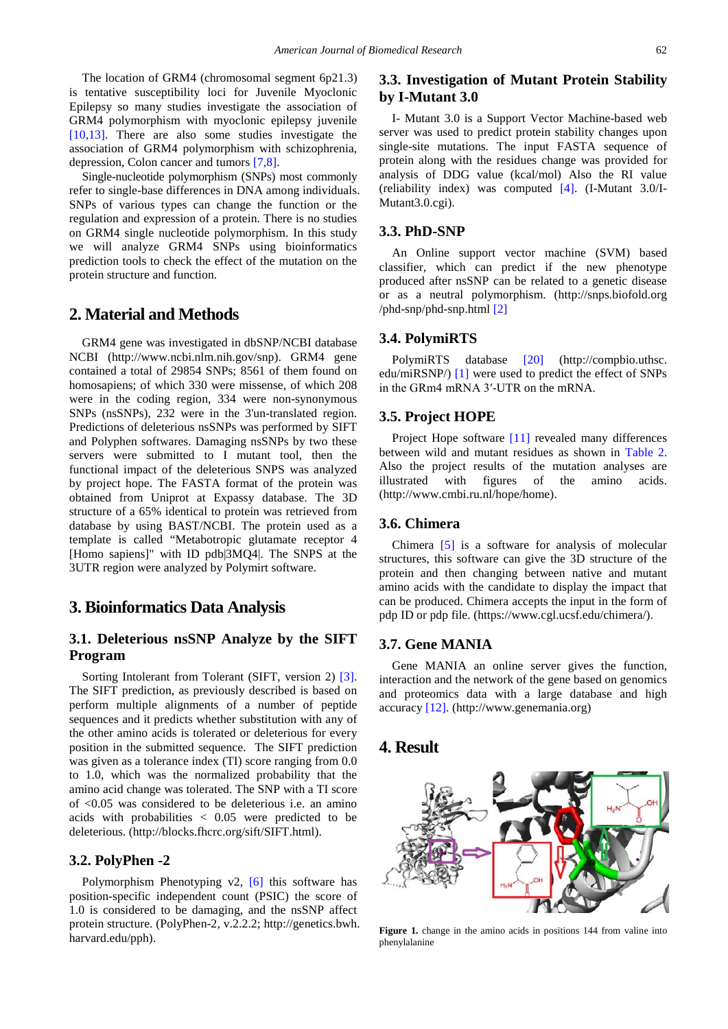The location of GRM4 (chromosomal segment 6p21.3) is tentative susceptibility loci for Juvenile Myoclonic Epilepsy so many studies investigate the association of GRM4 polymorphism with myoclonic epilepsy juvenile [10,13]. There are also some studies investigate the association of GRM4 polymorphism with schizophrenia, depression, Colon cancer and tumors [7,8].

Single-nucleotide polymorphism (SNPs) most commonly refer to single-base differences in DNA among individuals. SNPs of various types can change the function or the regulation and expression of a protein. There is no studies on GRM4 single nucleotide polymorphism. In this study we will analyze GRM4 SNPs using bioinformatics prediction tools to check the effect of the mutation on the protein structure and function.

## 2. Material and Methods

GRM4 gene was investigated in dbSNP/NCBI database NCBI (http://www.ncbi.nlm.nih.gov/snp). GRM4 gene contained a total of 29854 SNPs; 8561 of them found on homosapiens; of which 330 were missense, of which 208 were in the coding region, 334 were non-synonymous SNPs (nsSNPs), 232 were in the 3'un-translated region. Predictions of deleterious nsSNPs was performed by SIFT and Polyphen softwares. Damaging nsSNPs by two these servers were submitted to I mutant tool, then the functional impact of the deleterious SNPS was analyzed by project hope. The FASTA format of the protein was obtained from Uniprot at Expassy database. The 3D structure of a 65% identical to protein was retrieved from database by using BAST/NCBI. The protein used as a template is called "Metabotropic glutamate receptor 4 [Homo sapiens]" with ID pdb|3MQ4|. The SNPS at the 3UTR region were analyzed by Polymirt software.

## 3. Bioinformatics Data Analysis

### 3.1. Deleterious nsSNP Analyze by the SIFT Program

Sorting Intolerant from Tolerant (SIFT, version 2) [3]. The SIFT prediction, as previously described is based on perform multiple alignments of a number of peptide sequences and it predicts whether substitution with any of the other amino acids is tolerated or deleterious for every position in the submitted sequence. The SIFT prediction was given as a tolerance index (TI) score ranging from 0.0 to 1.0, which was the normalized probability that the amino acid change was tolerated. The SNP with a TI score of <0.05 was considered to be deleterious i.e. an amino acids with probabilities < 0.05 were predicted to be deleterious. (http://blocks.fhcrc.org/sift/SIFT.html).

### 3.2. PolyPhen -2

Polymorphism Phenotyping v2, [6] this software has position-specific independent count (PSIC) the score of 1.0 is considered to be damaging, and the nsSNP affect protein structure. (PolyPhen-2, v.2.2.2; http://genetics.bwh.harvard.edu/pph).

### 3.3. Investigation of Mutant Protein Stability by I-Mutant 3.0

I- Mutant 3.0 is a Support Vector Machine-based web server was used to predict protein stability changes upon single-site mutations. The input FASTA sequence of protein along with the residues change was provided for analysis of DDG value (kcal/mol) Also the RI value (reliability index) was computed [4]. (I-Mutant 3.0/I-Mutant3.0.cgi).

### 3.3. PhD-SNP

An Online support vector machine (SVM) based classifier, which can predict if the new phenotype produced after nsSNP can be related to a genetic disease or as a neutral polymorphism. (http://snps.biofold.org /phd-snp/phd-snp.html [2]

### 3.4. PolymiRTS

PolymiRTS database [20] (http://compbio.uthsc.edu/miRSNP/) [1] were used to predict the effect of SNPs in the GRm4 mRNA 3′-UTR on the mRNA.

### 3.5. Project HOPE

Project Hope software [11] revealed many differences between wild and mutant residues as shown in Table 2. Also the project results of the mutation analyses are illustrated with figures of the amino acids. (http://www.cmbi.ru.nl/hope/home).

### 3.6. Chimera

Chimera [5] is a software for analysis of molecular structures, this software can give the 3D structure of the protein and then changing between native and mutant amino acids with the candidate to display the impact that can be produced. Chimera accepts the input in the form of pdp ID or pdp file. (https://www.cgl.ucsf.edu/chimera/).

### 3.7. Gene MANIA

Gene MANIA an online server gives the function, interaction and the network of the gene based on genomics and proteomics data with a large database and high accuracy [12]. (http://www.genemania.org)

## 4. Result

**Figure 1.** change in the amino acids in positions 144 from valine into phenylalanine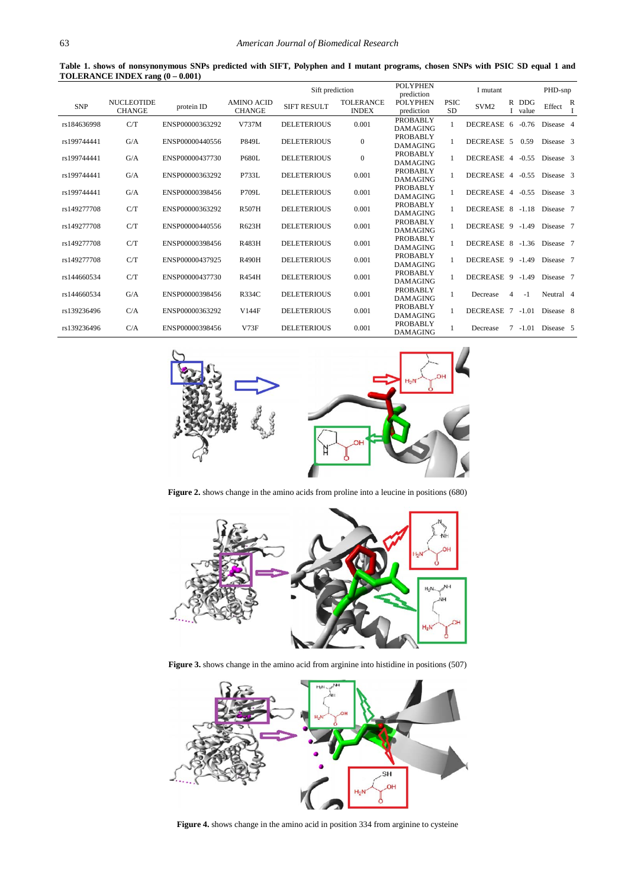**Table 1. shows of nonsynonymous SNPs predicted with SIFT, Polyphen and I mutant programs, chosen SNPs with PSIC SD equal 1 and TOLERANCE INDEX rang (0 – 0.001)**

| SNP | NUCLEOTIDE CHANGE | protein ID | AMINO ACID CHANGE | Sift prediction | | POLYPHEN prediction | | I mutant | | | PHD-snp | |
|---|---|---|---|---|---|---|---|---|---|---|---|---|
| | | | | SIFT RESULT | TOLERANCE INDEX | POLYPHEN prediction | PSIC SD | SVM2 | RI | DDG value | Effect | RI |
| rs184636998 | C/T | ENSP00000363292 | V737M | DELETERIOUS | 0.001 | PROBABLY DAMAGING | 1 | DECREASE | 6 | -0.76 | Disease | 4 |
| rs199744441 | G/A | ENSP00000440556 | P849L | DELETERIOUS | 0 | PROBABLY DAMAGING | 1 | DECREASE | 5 | 0.59 | Disease | 3 |
| rs199744441 | G/A | ENSP00000437730 | P680L | DELETERIOUS | 0 | PROBABLY DAMAGING | 1 | DECREASE | 4 | -0.55 | Disease | 3 |
| rs199744441 | G/A | ENSP00000363292 | P733L | DELETERIOUS | 0.001 | PROBABLY DAMAGING | 1 | DECREASE | 4 | -0.55 | Disease | 3 |
| rs199744441 | G/A | ENSP00000398456 | P709L | DELETERIOUS | 0.001 | PROBABLY DAMAGING | 1 | DECREASE | 4 | -0.55 | Disease | 3 |
| rs149277708 | C/T | ENSP00000363292 | R507H | DELETERIOUS | 0.001 | PROBABLY DAMAGING | 1 | DECREASE | 8 | -1.18 | Disease | 7 |
| rs149277708 | C/T | ENSP00000440556 | R623H | DELETERIOUS | 0.001 | PROBABLY DAMAGING | 1 | DECREASE | 9 | -1.49 | Disease | 7 |
| rs149277708 | C/T | ENSP00000398456 | R483H | DELETERIOUS | 0.001 | PROBABLY DAMAGING | 1 | DECREASE | 8 | -1.36 | Disease | 7 |
| rs149277708 | C/T | ENSP00000437925 | R490H | DELETERIOUS | 0.001 | PROBABLY DAMAGING | 1 | DECREASE | 9 | -1.49 | Disease | 7 |
| rs144660534 | C/T | ENSP00000437730 | R454H | DELETERIOUS | 0.001 | PROBABLY DAMAGING | 1 | DECREASE | 9 | -1.49 | Disease | 7 |
| rs144660534 | G/A | ENSP00000398456 | R334C | DELETERIOUS | 0.001 | PROBABLY DAMAGING | 1 | Decrease | 4 | -1 | Neutral | 4 |
| rs139236496 | C/A | ENSP00000363292 | V144F | DELETERIOUS | 0.001 | PROBABLY DAMAGING | 1 | DECREASE | 7 | -1.01 | Disease | 8 |
| rs139236496 | C/A | ENSP00000398456 | V73F | DELETERIOUS | 0.001 | PROBABLY DAMAGING | 1 | Decrease | 7 | -1.01 | Disease | 5 |

**Figure 2.** shows change in the amino acids from proline into a leucine in positions (680)

**Figure 3.** shows change in the amino acid from arginine into histidine in positions (507)

**Figure 4.** shows change in the amino acid in position 334 from arginine to cysteine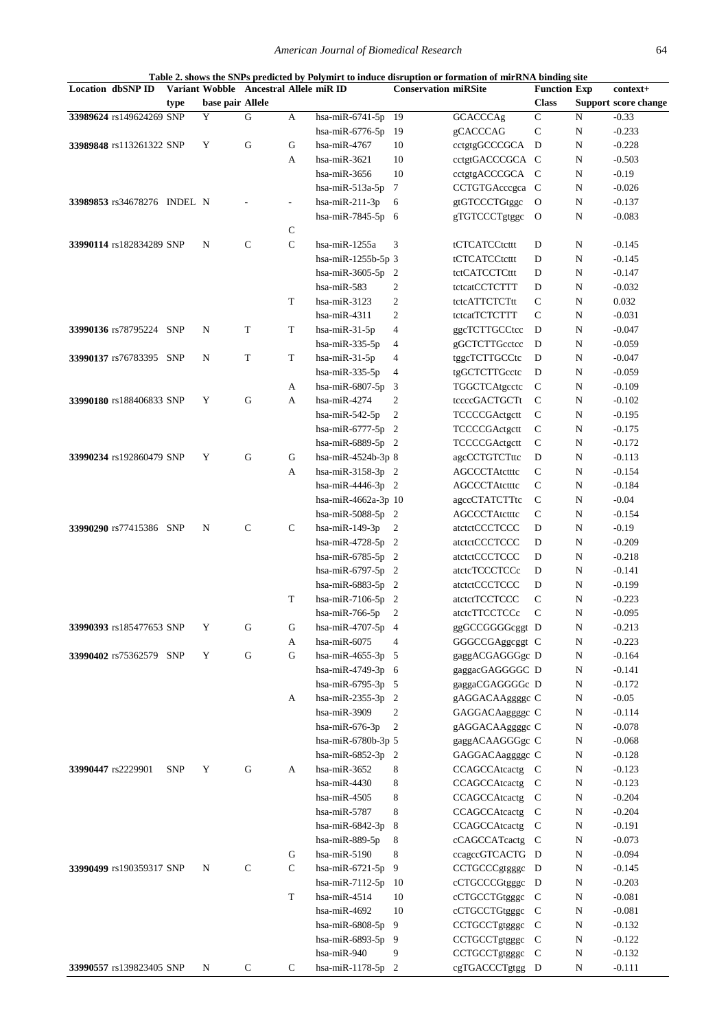**Table 2. shows the SNPs predicted by Polymirt to induce disruption or formation of mirRNA binding site**

| Location | dbSNP ID | Variant type | Wobble base pair | Ancestral Allele | Allele | miR ID | Conservation | miRSite | Function Class | Exp Support | context+ score change |
|---|---|---|---|---|---|---|---|---|---|---|---|
| **33989624** | rs149624269 | SNP | Y | G | A | hsa-miR-6741-5p | 19 | GCACCCAg | C | N | -0.33 |
| | | | | | | hsa-miR-6776-5p | 19 | gCACCCAG | C | N | -0.233 |
| **33989848** | rs113261322 | SNP | Y | G | G | hsa-miR-4767 | 10 | cctgtgGCCCGCA | D | N | -0.228 |
| | | | | | A | hsa-miR-3621 | 10 | cctgtGACCCGCA | C | N | -0.503 |
| | | | | | | hsa-miR-3656 | 10 | cctgtgACCCGCA | C | N | -0.19 |
| | | | | | | hsa-miR-513a-5p | 7 | CCTGTGAcccgca | C | N | -0.026 |
| **33989853** | rs34678276 | INDEL | N | - | - | hsa-miR-211-3p | 6 | gtGTCCCTGtggc | O | N | -0.137 |
| | | | | | | hsa-miR-7845-5p | 6 | gTGTCCCTgtggc | O | N | -0.083 |
| | | | | | C | | | | | | |
| **33990114** | rs182834289 | SNP | N | C | C | hsa-miR-1255a | 3 | tCTCATCCtcttt | D | N | -0.145 |
| | | | | | | hsa-miR-1255b-5p | 3 | tCTCATCCtcttt | D | N | -0.145 |
| | | | | | | hsa-miR-3605-5p | 2 | tctCATCCTCttt | D | N | -0.147 |
| | | | | | | hsa-miR-583 | 2 | tctcatCCTCTTT | D | N | -0.032 |
| | | | | | T | hsa-miR-3123 | 2 | tctcATTCTCTtt | C | N | 0.032 |
| | | | | | | hsa-miR-4311 | 2 | tctcatTCTCTTT | C | N | -0.031 |
| **33990136** | rs78795224 | SNP | N | T | T | hsa-miR-31-5p | 4 | ggcTCTTGCCtcc | D | N | -0.047 |
| | | | | | | hsa-miR-335-5p | 4 | gGCTCTTGcctcc | D | N | -0.059 |
| **33990137** | rs76783395 | SNP | N | T | T | hsa-miR-31-5p | 4 | tggcTCTTGCCtc | D | N | -0.047 |
| | | | | | | hsa-miR-335-5p | 4 | tgGCTCTTGcctc | D | N | -0.059 |
| | | | | | A | hsa-miR-6807-5p | 3 | TGGCTCAtgcctc | C | N | -0.109 |
| **33990180** | rs188406833 | SNP | Y | G | A | hsa-miR-4274 | 2 | tccccGACTGCTt | C | N | -0.102 |
| | | | | | | hsa-miR-542-5p | 2 | TCCCCGActgctt | C | N | -0.195 |
| | | | | | | hsa-miR-6777-5p | 2 | TCCCCGActgctt | C | N | -0.175 |
| | | | | | | hsa-miR-6889-5p | 2 | TCCCCGActgctt | C | N | -0.172 |
| **33990234** | rs192860479 | SNP | Y | G | G | hsa-miR-4524b-3p | 8 | agcCCTGTCTttc | D | N | -0.113 |
| | | | | | A | hsa-miR-3158-3p | 2 | AGCCCTAtctttc | C | N | -0.154 |
| | | | | | | hsa-miR-4446-3p | 2 | AGCCCTAtctttc | C | N | -0.184 |
| | | | | | | hsa-miR-4662a-3p | 10 | agccCTATCTTtc | C | N | -0.04 |
| | | | | | | hsa-miR-5088-5p | 2 | AGCCCTAtctttc | C | N | -0.154 |
| **33990290** | rs77415386 | SNP | N | C | C | hsa-miR-149-3p | 2 | atctctCCCTCCC | D | N | -0.19 |
| | | | | | | hsa-miR-4728-5p | 2 | atctctCCCTCCC | D | N | -0.209 |
| | | | | | | hsa-miR-6785-5p | 2 | atctctCCCTCCC | D | N | -0.218 |
| | | | | | | hsa-miR-6797-5p | 2 | atctcTCCCTCCc | D | N | -0.141 |
| | | | | | | hsa-miR-6883-5p | 2 | atctctCCCTCCC | D | N | -0.199 |
| | | | | | T | hsa-miR-7106-5p | 2 | atctctTCCTCCC | C | N | -0.223 |
| | | | | | | hsa-miR-766-5p | 2 | atctcTTCCTCCc | C | N | -0.095 |
| **33990393** | rs185477653 | SNP | Y | G | G | hsa-miR-4707-5p | 4 | ggGCCGGGGcggt | D | N | -0.213 |
| | | | | | A | hsa-miR-6075 | 4 | GGGCCGAggcggt | C | N | -0.223 |
| **33990402** | rs75362579 | SNP | Y | G | G | hsa-miR-4655-3p | 5 | gaggACGAGGGGc | D | N | -0.164 |
| | | | | | | hsa-miR-4749-3p | 6 | gaggacGAGGGGC | D | N | -0.141 |
| | | | | | | hsa-miR-6795-3p | 5 | gaggaCGAGGGGc | D | N | -0.172 |
| | | | | | A | hsa-miR-2355-3p | 2 | gAGGACAAggggc | C | N | -0.05 |
| | | | | | | hsa-miR-3909 | 2 | GAGGACAaggggc | C | N | -0.114 |
| | | | | | | hsa-miR-676-3p | 2 | gAGGACAAggggc | C | N | -0.078 |
| | | | | | | hsa-miR-6780b-3p | 5 | gaggACAAGGGgc | C | N | -0.068 |
| | | | | | | hsa-miR-6852-3p | 2 | GAGGACAaggggc | C | N | -0.128 |
| **33990447** | rs2229901 | SNP | Y | G | A | hsa-miR-3652 | 8 | CCAGCCAtcactg | C | N | -0.123 |
| | | | | | | hsa-miR-4430 | 8 | CCAGCCAtcactg | C | N | -0.123 |
| | | | | | | hsa-miR-4505 | 8 | CCAGCCAtcactg | C | N | -0.204 |
| | | | | | | hsa-miR-5787 | 8 | CCAGCCAtcactg | C | N | -0.204 |
| | | | | | | hsa-miR-6842-3p | 8 | CCAGCCAtcactg | C | N | -0.191 |
| | | | | | | hsa-miR-889-5p | 8 | cCAGCCATcactg | C | N | -0.073 |
| | | | | | G | hsa-miR-5190 | 8 | ccagccGTCACTG | D | N | -0.094 |
| **33990499** | rs190359317 | SNP | N | C | C | hsa-miR-6721-5p | 9 | CCTGCCCgtgggc | D | N | -0.145 |
| | | | | | | hsa-miR-7112-5p | 10 | cCTGCCCGtgggc | D | N | -0.203 |
| | | | | | T | hsa-miR-4514 | 10 | cCTGCCTGtgggc | C | N | -0.081 |
| | | | | | | hsa-miR-4692 | 10 | cCTGCCTGtgggc | C | N | -0.081 |
| | | | | | | hsa-miR-6808-5p | 9 | CCTGCCTgtgggc | C | N | -0.132 |
| | | | | | | hsa-miR-6893-5p | 9 | CCTGCCTgtgggc | C | N | -0.122 |
| | | | | | | hsa-miR-940 | 9 | CCTGCCTgtgggc | C | N | -0.132 |
| **33990557** | rs139823405 | SNP | N | C | C | hsa-miR-1178-5p | 2 | cgTGACCCTgtgg | D | N | -0.111 |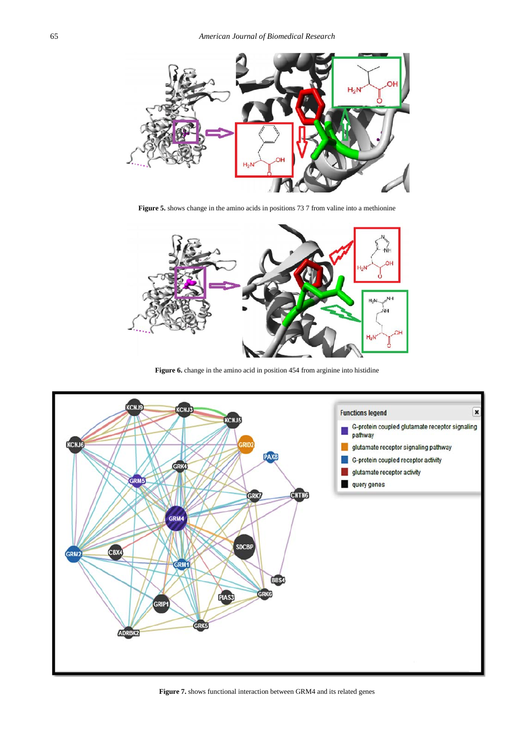**Figure 5.** shows change in the amino acids in positions 73 7 from valine into a methionine

**Figure 6.** change in the amino acid in position 454 from arginine into histidine

**Figure 7.** shows functional interaction between GRM4 and its related genes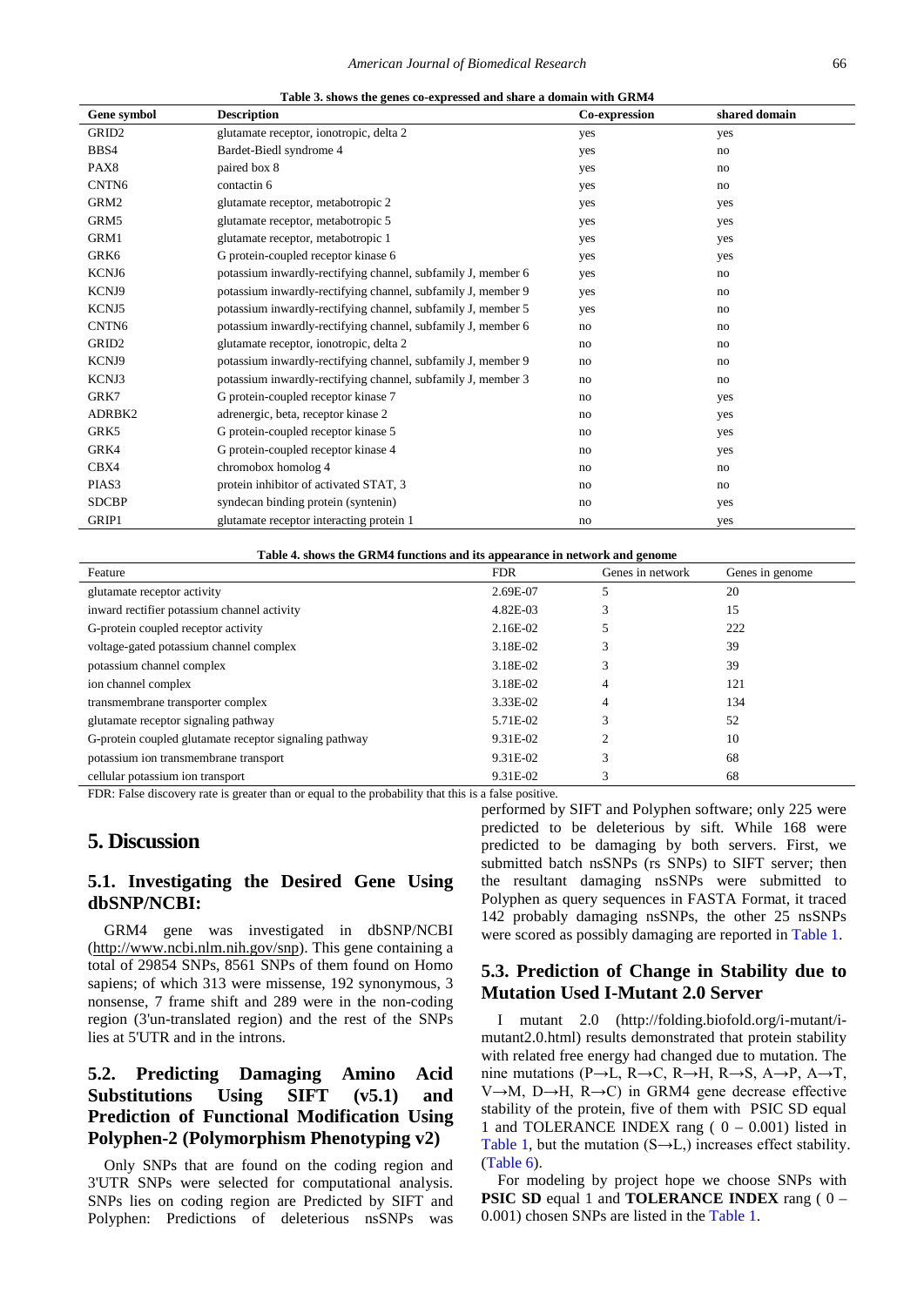**Table 3. shows the genes co-expressed and share a domain with GRM4**

| Gene symbol | Description | Co-expression | shared domain |
|---|---|---|---|
| GRID2 | glutamate receptor, ionotropic, delta 2 | yes | yes |
| BBS4 | Bardet-Biedl syndrome 4 | yes | no |
| PAX8 | paired box 8 | yes | no |
| CNTN6 | contactin 6 | yes | no |
| GRM2 | glutamate receptor, metabotropic 2 | yes | yes |
| GRM5 | glutamate receptor, metabotropic 5 | yes | yes |
| GRM1 | glutamate receptor, metabotropic 1 | yes | yes |
| GRK6 | G protein-coupled receptor kinase 6 | yes | yes |
| KCNJ6 | potassium inwardly-rectifying channel, subfamily J, member 6 | yes | no |
| KCNJ9 | potassium inwardly-rectifying channel, subfamily J, member 9 | yes | no |
| KCNJ5 | potassium inwardly-rectifying channel, subfamily J, member 5 | yes | no |
| CNTN6 | potassium inwardly-rectifying channel, subfamily J, member 6 | no | no |
| GRID2 | glutamate receptor, ionotropic, delta 2 | no | no |
| KCNJ9 | potassium inwardly-rectifying channel, subfamily J, member 9 | no | no |
| KCNJ3 | potassium inwardly-rectifying channel, subfamily J, member 3 | no | no |
| GRK7 | G protein-coupled receptor kinase 7 | no | yes |
| ADRBK2 | adrenergic, beta, receptor kinase 2 | no | yes |
| GRK5 | G protein-coupled receptor kinase 5 | no | yes |
| GRK4 | G protein-coupled receptor kinase 4 | no | yes |
| CBX4 | chromobox homolog 4 | no | no |
| PIAS3 | protein inhibitor of activated STAT, 3 | no | no |
| SDCBP | syndecan binding protein (syntenin) | no | yes |
| GRIP1 | glutamate receptor interacting protein 1 | no | yes |

**Table 4. shows the GRM4 functions and its appearance in network and genome**

| Feature | FDR | Genes in network | Genes in genome |
|---|---|---|---|
| glutamate receptor activity | 2.69E-07 | 5 | 20 |
| inward rectifier potassium channel activity | 4.82E-03 | 3 | 15 |
| G-protein coupled receptor activity | 2.16E-02 | 5 | 222 |
| voltage-gated potassium channel complex | 3.18E-02 | 3 | 39 |
| potassium channel complex | 3.18E-02 | 3 | 39 |
| ion channel complex | 3.18E-02 | 4 | 121 |
| transmembrane transporter complex | 3.33E-02 | 4 | 134 |
| glutamate receptor signaling pathway | 5.71E-02 | 3 | 52 |
| G-protein coupled glutamate receptor signaling pathway | 9.31E-02 | 2 | 10 |
| potassium ion transmembrane transport | 9.31E-02 | 3 | 68 |
| cellular potassium ion transport | 9.31E-02 | 3 | 68 |

FDR: False discovery rate is greater than or equal to the probability that this is a false positive.

# 5. Discussion

## 5.1. Investigating the Desired Gene Using dbSNP/NCBI:

GRM4 gene was investigated in dbSNP/NCBI (http://www.ncbi.nlm.nih.gov/snp). This gene containing a total of 29854 SNPs, 8561 SNPs of them found on Homo sapiens; of which 313 were missense, 192 synonymous, 3 nonsense, 7 frame shift and 289 were in the non-coding region (3'un-translated region) and the rest of the SNPs lies at 5'UTR and in the introns.

## 5.2. Predicting Damaging Amino Acid Substitutions Using SIFT (v5.1) and Prediction of Functional Modification Using Polyphen-2 (Polymorphism Phenotyping v2)

Only SNPs that are found on the coding region and 3'UTR SNPs were selected for computational analysis. SNPs lies on coding region are Predicted by SIFT and Polyphen: Predictions of deleterious nsSNPs was performed by SIFT and Polyphen software; only 225 were predicted to be deleterious by sift. While 168 were predicted to be damaging by both servers. First, we submitted batch nsSNPs (rs SNPs) to SIFT server; then the resultant damaging nsSNPs were submitted to Polyphen as query sequences in FASTA Format, it traced 142 probably damaging nsSNPs, the other 25 nsSNPs were scored as possibly damaging are reported in Table 1.

## 5.3. Prediction of Change in Stability due to Mutation Used I-Mutant 2.0 Server

I mutant 2.0 (http://folding.biofold.org/i-mutant/i-mutant2.0.html) results demonstrated that protein stability with related free energy had changed due to mutation. The nine mutations (P→L, R→C, R→H, R→S, A→P, A→T, V→M, D→H, R→C) in GRM4 gene decrease effective stability of the protein, five of them with PSIC SD equal 1 and TOLERANCE INDEX rang ( 0 – 0.001) listed in Table 1, but the mutation (S→L,) increases effect stability. (Table 6).

For modeling by project hope we choose SNPs with **PSIC SD** equal 1 and **TOLERANCE INDEX** rang ( 0 – 0.001) chosen SNPs are listed in the Table 1.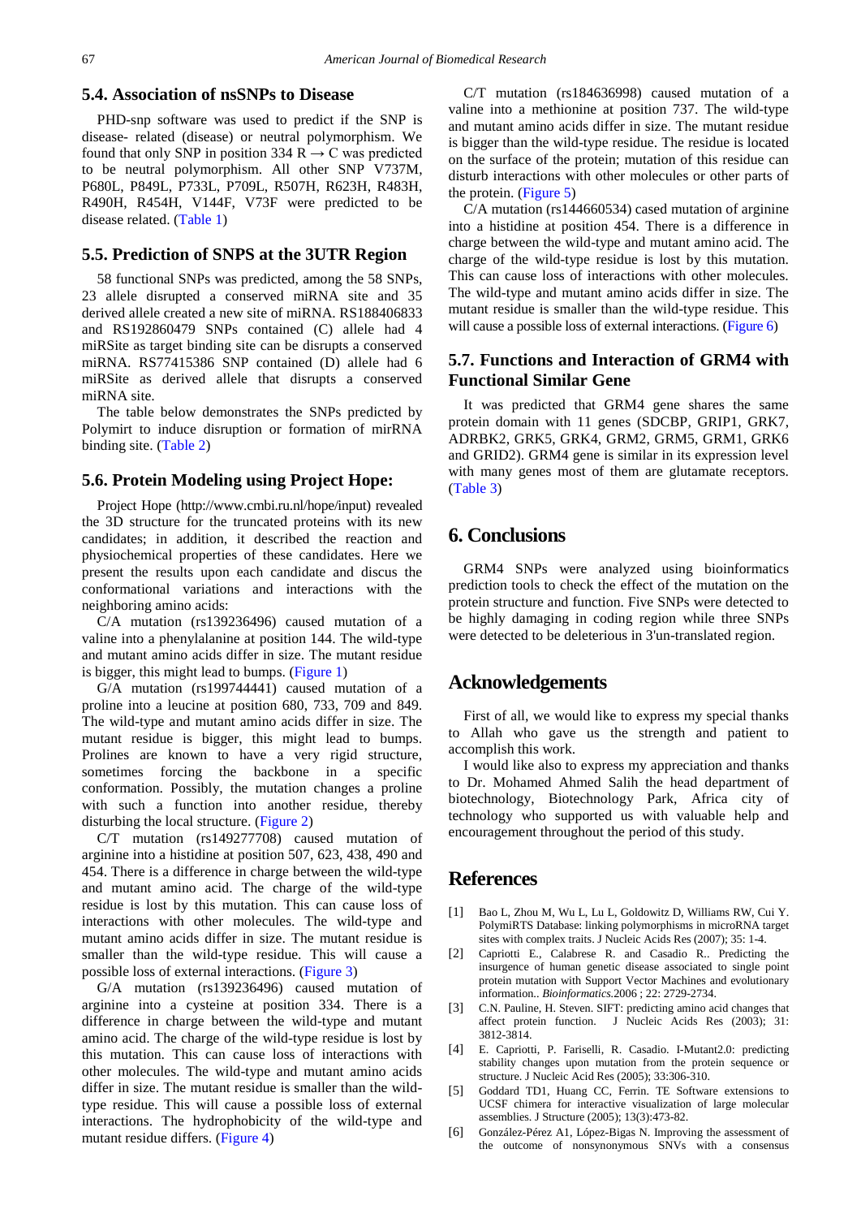### 5.4. Association of nsSNPs to Disease

PHD-snp software was used to predict if the SNP is disease- related (disease) or neutral polymorphism. We found that only SNP in position 334 R → C was predicted to be neutral polymorphism. All other SNP V737M, P680L, P849L, P733L, P709L, R507H, R623H, R483H, R490H, R454H, V144F, V73F were predicted to be disease related. (Table 1)

### 5.5. Prediction of SNPS at the 3UTR Region

58 functional SNPs was predicted, among the 58 SNPs, 23 allele disrupted a conserved miRNA site and 35 derived allele created a new site of miRNA. RS188406833 and RS192860479 SNPs contained (C) allele had 4 miRSite as target binding site can be disrupts a conserved miRNA. RS77415386 SNP contained (D) allele had 6 miRSite as derived allele that disrupts a conserved miRNA site.

The table below demonstrates the SNPs predicted by Polymirt to induce disruption or formation of mirRNA binding site. (Table 2)

### 5.6. Protein Modeling using Project Hope:

Project Hope (http://www.cmbi.ru.nl/hope/input) revealed the 3D structure for the truncated proteins with its new candidates; in addition, it described the reaction and physiochemical properties of these candidates. Here we present the results upon each candidate and discus the conformational variations and interactions with the neighboring amino acids:

C/A mutation (rs139236496) caused mutation of a valine into a phenylalanine at position 144. The wild-type and mutant amino acids differ in size. The mutant residue is bigger, this might lead to bumps. (Figure 1)

G/A mutation (rs199744441) caused mutation of a proline into a leucine at position 680, 733, 709 and 849. The wild-type and mutant amino acids differ in size. The mutant residue is bigger, this might lead to bumps. Prolines are known to have a very rigid structure, sometimes forcing the backbone in a specific conformation. Possibly, the mutation changes a proline with such a function into another residue, thereby disturbing the local structure. (Figure 2)

C/T mutation (rs149277708) caused mutation of arginine into a histidine at position 507, 623, 438, 490 and 454. There is a difference in charge between the wild-type and mutant amino acid. The charge of the wild-type residue is lost by this mutation. This can cause loss of interactions with other molecules. The wild-type and mutant amino acids differ in size. The mutant residue is smaller than the wild-type residue. This will cause a possible loss of external interactions. (Figure 3)

G/A mutation (rs139236496) caused mutation of arginine into a cysteine at position 334. There is a difference in charge between the wild-type and mutant amino acid. The charge of the wild-type residue is lost by this mutation. This can cause loss of interactions with other molecules. The wild-type and mutant amino acids differ in size. The mutant residue is smaller than the wild-type residue. This will cause a possible loss of external interactions. The hydrophobicity of the wild-type and mutant residue differs. (Figure 4)

C/T mutation (rs184636998) caused mutation of a valine into a methionine at position 737. The wild-type and mutant amino acids differ in size. The mutant residue is bigger than the wild-type residue. The residue is located on the surface of the protein; mutation of this residue can disturb interactions with other molecules or other parts of the protein. (Figure 5)

C/A mutation (rs144660534) cased mutation of arginine into a histidine at position 454. There is a difference in charge between the wild-type and mutant amino acid. The charge of the wild-type residue is lost by this mutation. This can cause loss of interactions with other molecules. The wild-type and mutant amino acids differ in size. The mutant residue is smaller than the wild-type residue. This will cause a possible loss of external interactions. (Figure 6)

### 5.7. Functions and Interaction of GRM4 with Functional Similar Gene

It was predicted that GRM4 gene shares the same protein domain with 11 genes (SDCBP, GRIP1, GRK7, ADRBK2, GRK5, GRK4, GRM2, GRM5, GRM1, GRK6 and GRID2). GRM4 gene is similar in its expression level with many genes most of them are glutamate receptors. (Table 3)

## 6. Conclusions

GRM4 SNPs were analyzed using bioinformatics prediction tools to check the effect of the mutation on the protein structure and function. Five SNPs were detected to be highly damaging in coding region while three SNPs were detected to be deleterious in 3'un-translated region.

## Acknowledgements

First of all, we would like to express my special thanks to Allah who gave us the strength and patient to accomplish this work.

I would like also to express my appreciation and thanks to Dr. Mohamed Ahmed Salih the head department of biotechnology, Biotechnology Park, Africa city of technology who supported us with valuable help and encouragement throughout the period of this study.

## References

[1] Bao L, Zhou M, Wu L, Lu L, Goldowitz D, Williams RW, Cui Y. PolymiRTS Database: linking polymorphisms in microRNA target sites with complex traits. J Nucleic Acids Res (2007); 35: 1-4.

[2] Capriotti E., Calabrese R. and Casadio R.. Predicting the insurgence of human genetic disease associated to single point protein mutation with Support Vector Machines and evolutionary information.. *Bioinformatics.*2006 ; 22: 2729-2734.

[3] C.N. Pauline, H. Steven. SIFT: predicting amino acid changes that affect protein function. J Nucleic Acids Res (2003); 31: 3812-3814.

[4] E. Capriotti, P. Fariselli, R. Casadio. I-Mutant2.0: predicting stability changes upon mutation from the protein sequence or structure. J Nucleic Acid Res (2005); 33:306-310.

[5] Goddard TD1, Huang CC, Ferrin. TE Software extensions to UCSF chimera for interactive visualization of large molecular assemblies. J Structure (2005); 13(3):473-82.

[6] González-Pérez A1, López-Bigas N. Improving the assessment of the outcome of nonsynonymous SNVs with a consensus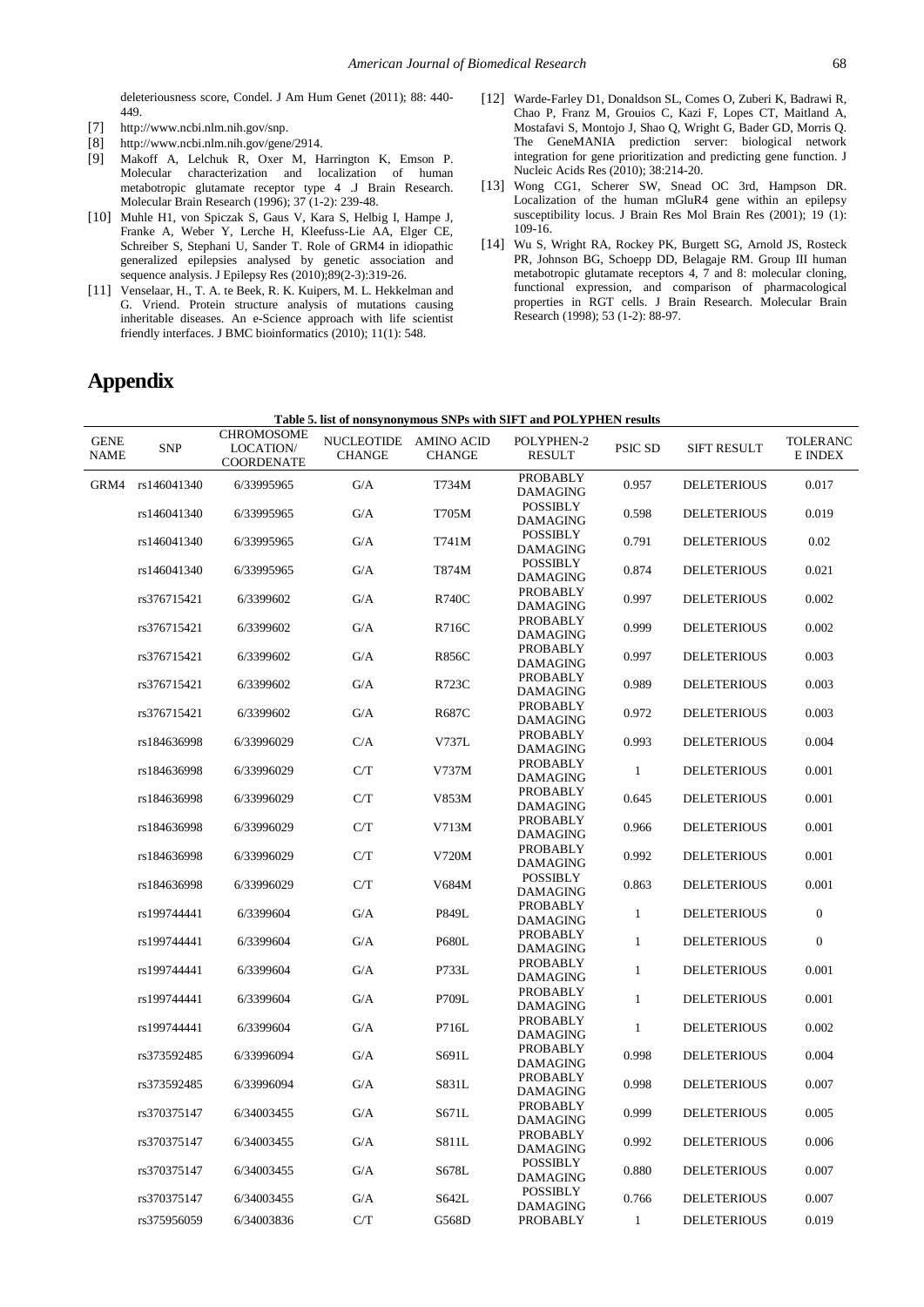deleteriousness score, Condel. J Am Hum Genet (2011); 88: 440-449.

[7] http://www.ncbi.nlm.nih.gov/snp.

[8] http://www.ncbi.nlm.nih.gov/gene/2914.

[9] Makoff A, Lelchuk R, Oxer M, Harrington K, Emson P. Molecular characterization and localization of human metabotropic glutamate receptor type 4 .J Brain Research. Molecular Brain Research (1996); 37 (1-2): 239-48.

[10] Muhle H1, von Spiczak S, Gaus V, Kara S, Helbig I, Hampe J, Franke A, Weber Y, Lerche H, Kleefuss-Lie AA, Elger CE, Schreiber S, Stephani U, Sander T. Role of GRM4 in idiopathic generalized epilepsies analysed by genetic association and sequence analysis. J Epilepsy Res (2010);89(2-3):319-26.

[11] Venselaar, H., T. A. te Beek, R. K. Kuipers, M. L. Hekkelman and G. Vriend. Protein structure analysis of mutations causing inheritable diseases. An e-Science approach with life scientist friendly interfaces. J BMC bioinformatics (2010); 11(1): 548.

[12] Warde-Farley D1, Donaldson SL, Comes O, Zuberi K, Badrawi R, Chao P, Franz M, Grouios C, Kazi F, Lopes CT, Maitland A, Mostafavi S, Montojo J, Shao Q, Wright G, Bader GD, Morris Q. The GeneMANIA prediction server: biological network integration for gene prioritization and predicting gene function. J Nucleic Acids Res (2010); 38:214-20.

[13] Wong CG1, Scherer SW, Snead OC 3rd, Hampson DR. Localization of the human mGluR4 gene within an epilepsy susceptibility locus. J Brain Res Mol Brain Res (2001); 19 (1): 109-16.

[14] Wu S, Wright RA, Rockey PK, Burgett SG, Arnold JS, Rosteck PR, Johnson BG, Schoepp DD, Belagaje RM. Group III human metabotropic glutamate receptors 4, 7 and 8: molecular cloning, functional expression, and comparison of pharmacological properties in RGT cells. J Brain Research. Molecular Brain Research (1998); 53 (1-2): 88-97.

# Appendix

**Table 5. list of nonsynonymous SNPs with SIFT and POLYPHEN results**

| GENE NAME | SNP | CHROMOSOME LOCATION/ COORDENATE | NUCLEOTIDE CHANGE | AMINO ACID CHANGE | POLYPHEN-2 RESULT | PSIC SD | SIFT RESULT | TOLERANCE INDEX |
|---|---|---|---|---|---|---|---|---|
| GRM4 | rs146041340 | 6/33995965 | G/A | T734M | PROBABLY DAMAGING | 0.957 | DELETERIOUS | 0.017 |
| | rs146041340 | 6/33995965 | G/A | T705M | POSSIBLY DAMAGING | 0.598 | DELETERIOUS | 0.019 |
| | rs146041340 | 6/33995965 | G/A | T741M | POSSIBLY DAMAGING | 0.791 | DELETERIOUS | 0.02 |
| | rs146041340 | 6/33995965 | G/A | T874M | POSSIBLY DAMAGING | 0.874 | DELETERIOUS | 0.021 |
| | rs376715421 | 6/3399602 | G/A | R740C | PROBABLY DAMAGING | 0.997 | DELETERIOUS | 0.002 |
| | rs376715421 | 6/3399602 | G/A | R716C | PROBABLY DAMAGING | 0.999 | DELETERIOUS | 0.002 |
| | rs376715421 | 6/3399602 | G/A | R856C | PROBABLY DAMAGING | 0.997 | DELETERIOUS | 0.003 |
| | rs376715421 | 6/3399602 | G/A | R723C | PROBABLY DAMAGING | 0.989 | DELETERIOUS | 0.003 |
| | rs376715421 | 6/3399602 | G/A | R687C | PROBABLY DAMAGING | 0.972 | DELETERIOUS | 0.003 |
| | rs184636998 | 6/33996029 | C/A | V737L | PROBABLY DAMAGING | 0.993 | DELETERIOUS | 0.004 |
| | rs184636998 | 6/33996029 | C/T | V737M | PROBABLY DAMAGING | 1 | DELETERIOUS | 0.001 |
| | rs184636998 | 6/33996029 | C/T | V853M | PROBABLY DAMAGING | 0.645 | DELETERIOUS | 0.001 |
| | rs184636998 | 6/33996029 | C/T | V713M | PROBABLY DAMAGING | 0.966 | DELETERIOUS | 0.001 |
| | rs184636998 | 6/33996029 | C/T | V720M | PROBABLY DAMAGING | 0.992 | DELETERIOUS | 0.001 |
| | rs184636998 | 6/33996029 | C/T | V684M | POSSIBLY DAMAGING | 0.863 | DELETERIOUS | 0.001 |
| | rs199744441 | 6/3399604 | G/A | P849L | PROBABLY DAMAGING | 1 | DELETERIOUS | 0 |
| | rs199744441 | 6/3399604 | G/A | P680L | PROBABLY DAMAGING | 1 | DELETERIOUS | 0 |
| | rs199744441 | 6/3399604 | G/A | P733L | PROBABLY DAMAGING | 1 | DELETERIOUS | 0.001 |
| | rs199744441 | 6/3399604 | G/A | P709L | PROBABLY DAMAGING | 1 | DELETERIOUS | 0.001 |
| | rs199744441 | 6/3399604 | G/A | P716L | PROBABLY DAMAGING | 1 | DELETERIOUS | 0.002 |
| | rs373592485 | 6/33996094 | G/A | S691L | PROBABLY DAMAGING | 0.998 | DELETERIOUS | 0.004 |
| | rs373592485 | 6/33996094 | G/A | S831L | PROBABLY DAMAGING | 0.998 | DELETERIOUS | 0.007 |
| | rs370375147 | 6/34003455 | G/A | S671L | PROBABLY DAMAGING | 0.999 | DELETERIOUS | 0.005 |
| | rs370375147 | 6/34003455 | G/A | S811L | PROBABLY DAMAGING | 0.992 | DELETERIOUS | 0.006 |
| | rs370375147 | 6/34003455 | G/A | S678L | POSSIBLY DAMAGING | 0.880 | DELETERIOUS | 0.007 |
| | rs370375147 | 6/34003455 | G/A | S642L | POSSIBLY DAMAGING | 0.766 | DELETERIOUS | 0.007 |
| | rs375956059 | 6/34003836 | C/T | G568D | PROBABLY | 1 | DELETERIOUS | 0.019 |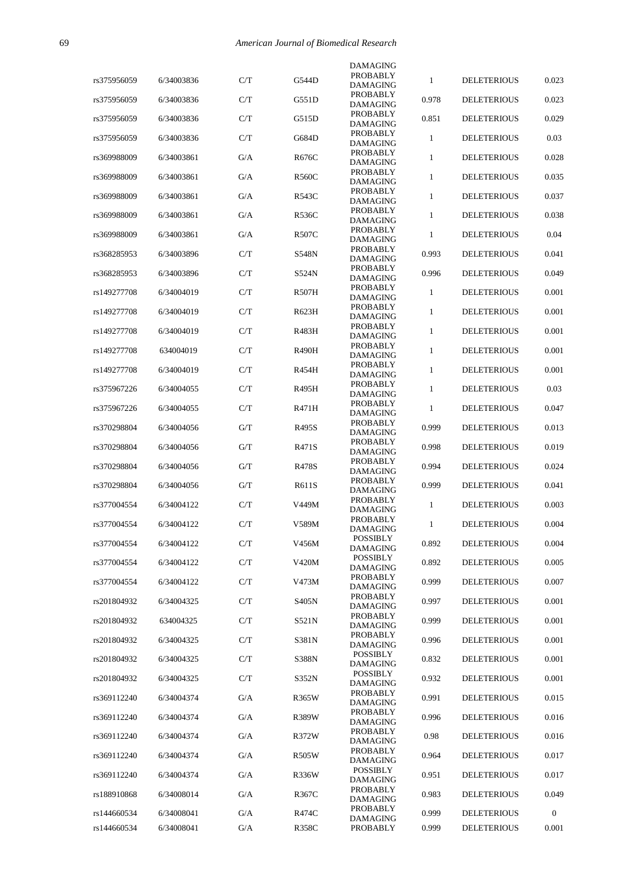| | | | | DAMAGING | | | |
|---|---|---|---|---|---|---|---|
| rs375956059 | 6/34003836 | C/T | G544D | PROBABLY DAMAGING | 1 | DELETERIOUS | 0.023 |
| rs375956059 | 6/34003836 | C/T | G551D | PROBABLY DAMAGING | 0.978 | DELETERIOUS | 0.023 |
| rs375956059 | 6/34003836 | C/T | G515D | PROBABLY DAMAGING | 0.851 | DELETERIOUS | 0.029 |
| rs375956059 | 6/34003836 | C/T | G684D | PROBABLY DAMAGING | 1 | DELETERIOUS | 0.03 |
| rs369988009 | 6/34003861 | G/A | R676C | PROBABLY DAMAGING | 1 | DELETERIOUS | 0.028 |
| rs369988009 | 6/34003861 | G/A | R560C | PROBABLY DAMAGING | 1 | DELETERIOUS | 0.035 |
| rs369988009 | 6/34003861 | G/A | R543C | PROBABLY DAMAGING | 1 | DELETERIOUS | 0.037 |
| rs369988009 | 6/34003861 | G/A | R536C | PROBABLY DAMAGING | 1 | DELETERIOUS | 0.038 |
| rs369988009 | 6/34003861 | G/A | R507C | PROBABLY DAMAGING | 1 | DELETERIOUS | 0.04 |
| rs368285953 | 6/34003896 | C/T | S548N | PROBABLY DAMAGING | 0.993 | DELETERIOUS | 0.041 |
| rs368285953 | 6/34003896 | C/T | S524N | PROBABLY DAMAGING | 0.996 | DELETERIOUS | 0.049 |
| rs149277708 | 6/34004019 | C/T | R507H | PROBABLY DAMAGING | 1 | DELETERIOUS | 0.001 |
| rs149277708 | 6/34004019 | C/T | R623H | PROBABLY DAMAGING | 1 | DELETERIOUS | 0.001 |
| rs149277708 | 6/34004019 | C/T | R483H | PROBABLY DAMAGING | 1 | DELETERIOUS | 0.001 |
| rs149277708 | 634004019 | C/T | R490H | PROBABLY DAMAGING | 1 | DELETERIOUS | 0.001 |
| rs149277708 | 6/34004019 | C/T | R454H | PROBABLY DAMAGING | 1 | DELETERIOUS | 0.001 |
| rs375967226 | 6/34004055 | C/T | R495H | PROBABLY DAMAGING | 1 | DELETERIOUS | 0.03 |
| rs375967226 | 6/34004055 | C/T | R471H | PROBABLY DAMAGING | 1 | DELETERIOUS | 0.047 |
| rs370298804 | 6/34004056 | G/T | R495S | PROBABLY DAMAGING | 0.999 | DELETERIOUS | 0.013 |
| rs370298804 | 6/34004056 | G/T | R471S | PROBABLY DAMAGING | 0.998 | DELETERIOUS | 0.019 |
| rs370298804 | 6/34004056 | G/T | R478S | PROBABLY DAMAGING | 0.994 | DELETERIOUS | 0.024 |
| rs370298804 | 6/34004056 | G/T | R611S | PROBABLY DAMAGING | 0.999 | DELETERIOUS | 0.041 |
| rs377004554 | 6/34004122 | C/T | V449M | PROBABLY DAMAGING | 1 | DELETERIOUS | 0.003 |
| rs377004554 | 6/34004122 | C/T | V589M | PROBABLY DAMAGING | 1 | DELETERIOUS | 0.004 |
| rs377004554 | 6/34004122 | C/T | V456M | POSSIBLY DAMAGING | 0.892 | DELETERIOUS | 0.004 |
| rs377004554 | 6/34004122 | C/T | V420M | POSSIBLY DAMAGING | 0.892 | DELETERIOUS | 0.005 |
| rs377004554 | 6/34004122 | C/T | V473M | PROBABLY DAMAGING | 0.999 | DELETERIOUS | 0.007 |
| rs201804932 | 6/34004325 | C/T | S405N | PROBABLY DAMAGING | 0.997 | DELETERIOUS | 0.001 |
| rs201804932 | 634004325 | C/T | S521N | PROBABLY DAMAGING | 0.999 | DELETERIOUS | 0.001 |
| rs201804932 | 6/34004325 | C/T | S381N | PROBABLY DAMAGING | 0.996 | DELETERIOUS | 0.001 |
| rs201804932 | 6/34004325 | C/T | S388N | POSSIBLY DAMAGING | 0.832 | DELETERIOUS | 0.001 |
| rs201804932 | 6/34004325 | C/T | S352N | POSSIBLY DAMAGING | 0.932 | DELETERIOUS | 0.001 |
| rs369112240 | 6/34004374 | G/A | R365W | PROBABLY DAMAGING | 0.991 | DELETERIOUS | 0.015 |
| rs369112240 | 6/34004374 | G/A | R389W | PROBABLY DAMAGING | 0.996 | DELETERIOUS | 0.016 |
| rs369112240 | 6/34004374 | G/A | R372W | PROBABLY DAMAGING | 0.98 | DELETERIOUS | 0.016 |
| rs369112240 | 6/34004374 | G/A | R505W | PROBABLY DAMAGING | 0.964 | DELETERIOUS | 0.017 |
| rs369112240 | 6/34004374 | G/A | R336W | POSSIBLY DAMAGING | 0.951 | DELETERIOUS | 0.017 |
| rs188910868 | 6/34008014 | G/A | R367C | PROBABLY DAMAGING | 0.983 | DELETERIOUS | 0.049 |
| rs144660534 | 6/34008041 | G/A | R474C | PROBABLY DAMAGING | 0.999 | DELETERIOUS | 0 |
| rs144660534 | 6/34008041 | G/A | R358C | PROBABLY | 0.999 | DELETERIOUS | 0.001 |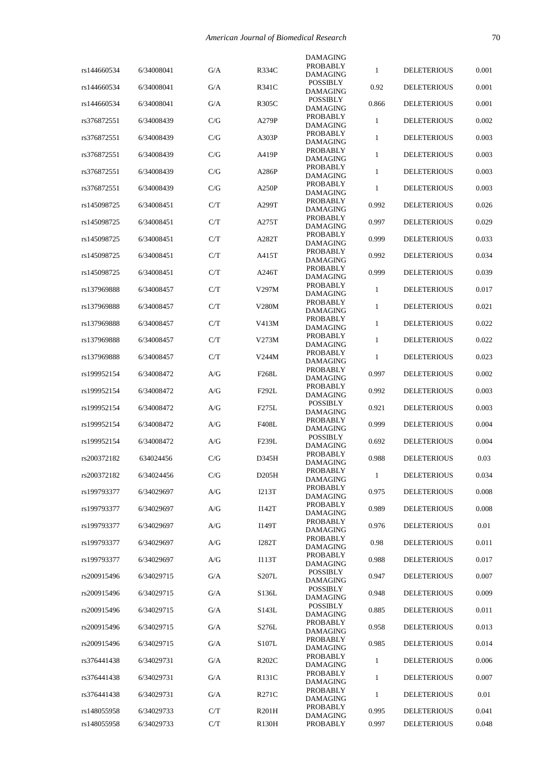| | | | | DAMAGING | | | |
|---|---|---|---|---|---|---|---|
| rs144660534 | 6/34008041 | G/A | R334C | PROBABLY DAMAGING | 1 | DELETERIOUS | 0.001 |
| rs144660534 | 6/34008041 | G/A | R341C | POSSIBLY DAMAGING | 0.92 | DELETERIOUS | 0.001 |
| rs144660534 | 6/34008041 | G/A | R305C | POSSIBLY DAMAGING | 0.866 | DELETERIOUS | 0.001 |
| rs376872551 | 6/34008439 | C/G | A279P | PROBABLY DAMAGING | 1 | DELETERIOUS | 0.002 |
| rs376872551 | 6/34008439 | C/G | A303P | PROBABLY DAMAGING | 1 | DELETERIOUS | 0.003 |
| rs376872551 | 6/34008439 | C/G | A419P | PROBABLY DAMAGING | 1 | DELETERIOUS | 0.003 |
| rs376872551 | 6/34008439 | C/G | A286P | PROBABLY DAMAGING | 1 | DELETERIOUS | 0.003 |
| rs376872551 | 6/34008439 | C/G | A250P | PROBABLY DAMAGING | 1 | DELETERIOUS | 0.003 |
| rs145098725 | 6/34008451 | C/T | A299T | PROBABLY DAMAGING | 0.992 | DELETERIOUS | 0.026 |
| rs145098725 | 6/34008451 | C/T | A275T | PROBABLY DAMAGING | 0.997 | DELETERIOUS | 0.029 |
| rs145098725 | 6/34008451 | C/T | A282T | PROBABLY DAMAGING | 0.999 | DELETERIOUS | 0.033 |
| rs145098725 | 6/34008451 | C/T | A415T | PROBABLY DAMAGING | 0.992 | DELETERIOUS | 0.034 |
| rs145098725 | 6/34008451 | C/T | A246T | PROBABLY DAMAGING | 0.999 | DELETERIOUS | 0.039 |
| rs137969888 | 6/34008457 | C/T | V297M | PROBABLY DAMAGING | 1 | DELETERIOUS | 0.017 |
| rs137969888 | 6/34008457 | C/T | V280M | PROBABLY DAMAGING | 1 | DELETERIOUS | 0.021 |
| rs137969888 | 6/34008457 | C/T | V413M | PROBABLY DAMAGING | 1 | DELETERIOUS | 0.022 |
| rs137969888 | 6/34008457 | C/T | V273M | PROBABLY DAMAGING | 1 | DELETERIOUS | 0.022 |
| rs137969888 | 6/34008457 | C/T | V244M | PROBABLY DAMAGING | 1 | DELETERIOUS | 0.023 |
| rs199952154 | 6/34008472 | A/G | F268L | PROBABLY DAMAGING | 0.997 | DELETERIOUS | 0.002 |
| rs199952154 | 6/34008472 | A/G | F292L | PROBABLY DAMAGING | 0.992 | DELETERIOUS | 0.003 |
| rs199952154 | 6/34008472 | A/G | F275L | POSSIBLY DAMAGING | 0.921 | DELETERIOUS | 0.003 |
| rs199952154 | 6/34008472 | A/G | F408L | PROBABLY DAMAGING | 0.999 | DELETERIOUS | 0.004 |
| rs199952154 | 6/34008472 | A/G | F239L | POSSIBLY DAMAGING | 0.692 | DELETERIOUS | 0.004 |
| rs200372182 | 634024456 | C/G | D345H | PROBABLY DAMAGING | 0.988 | DELETERIOUS | 0.03 |
| rs200372182 | 6/34024456 | C/G | D205H | PROBABLY DAMAGING | 1 | DELETERIOUS | 0.034 |
| rs199793377 | 6/34029697 | A/G | I213T | PROBABLY DAMAGING | 0.975 | DELETERIOUS | 0.008 |
| rs199793377 | 6/34029697 | A/G | I142T | PROBABLY DAMAGING | 0.989 | DELETERIOUS | 0.008 |
| rs199793377 | 6/34029697 | A/G | I149T | PROBABLY DAMAGING | 0.976 | DELETERIOUS | 0.01 |
| rs199793377 | 6/34029697 | A/G | I282T | PROBABLY DAMAGING | 0.98 | DELETERIOUS | 0.011 |
| rs199793377 | 6/34029697 | A/G | I113T | PROBABLY DAMAGING | 0.988 | DELETERIOUS | 0.017 |
| rs200915496 | 6/34029715 | G/A | S207L | POSSIBLY DAMAGING | 0.947 | DELETERIOUS | 0.007 |
| rs200915496 | 6/34029715 | G/A | S136L | POSSIBLY DAMAGING | 0.948 | DELETERIOUS | 0.009 |
| rs200915496 | 6/34029715 | G/A | S143L | POSSIBLY DAMAGING | 0.885 | DELETERIOUS | 0.011 |
| rs200915496 | 6/34029715 | G/A | S276L | PROBABLY DAMAGING | 0.958 | DELETERIOUS | 0.013 |
| rs200915496 | 6/34029715 | G/A | S107L | PROBABLY DAMAGING | 0.985 | DELETERIOUS | 0.014 |
| rs376441438 | 6/34029731 | G/A | R202C | PROBABLY DAMAGING | 1 | DELETERIOUS | 0.006 |
| rs376441438 | 6/34029731 | G/A | R131C | PROBABLY DAMAGING | 1 | DELETERIOUS | 0.007 |
| rs376441438 | 6/34029731 | G/A | R271C | PROBABLY DAMAGING | 1 | DELETERIOUS | 0.01 |
| rs148055958 | 6/34029733 | C/T | R201H | PROBABLY DAMAGING | 0.995 | DELETERIOUS | 0.041 |
| rs148055958 | 6/34029733 | C/T | R130H | PROBABLY | 0.997 | DELETERIOUS | 0.048 |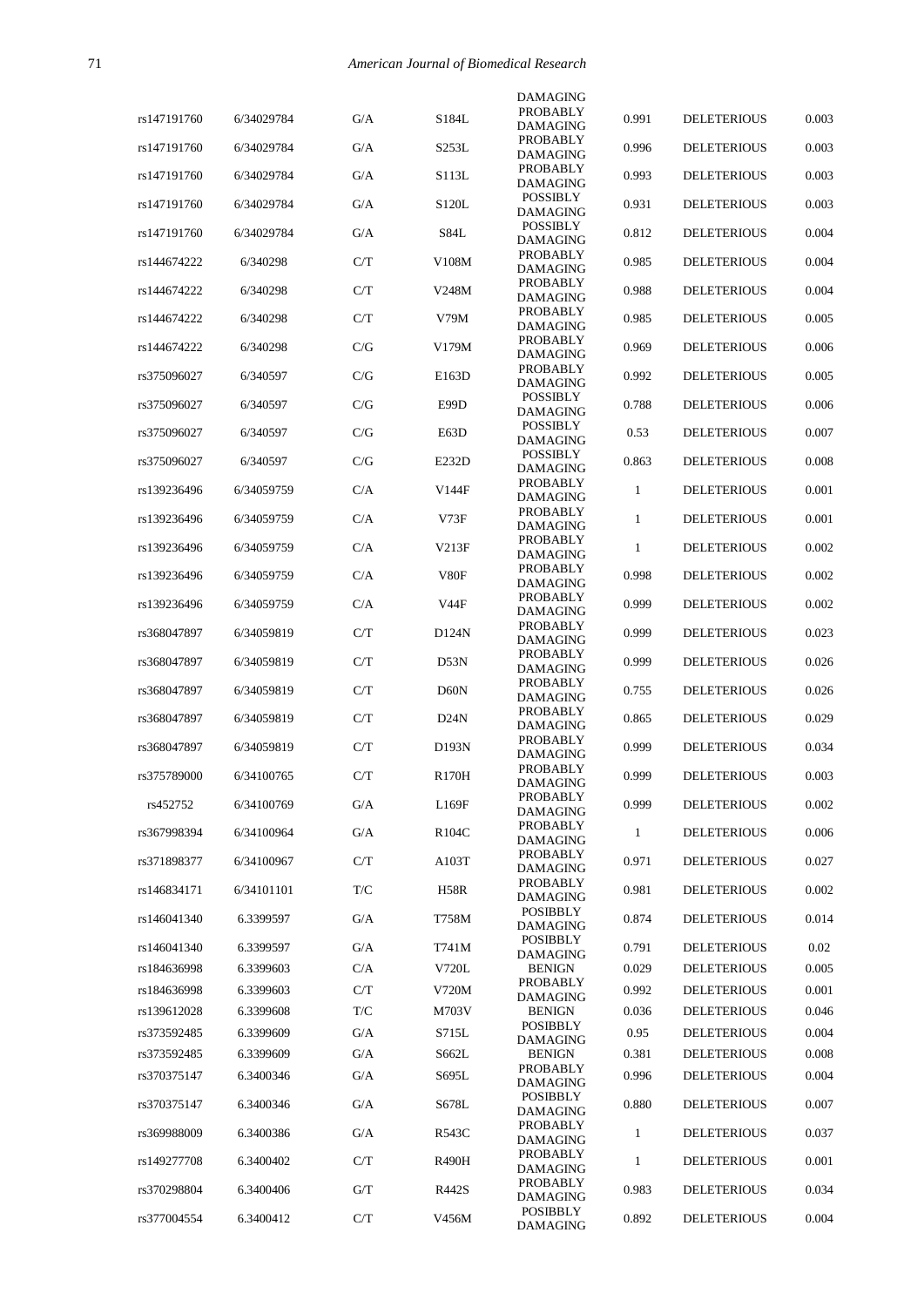| | | | | DAMAGING | | | |
|---|---|---|---|---|---|---|---|
| rs147191760 | 6/34029784 | G/A | S184L | PROBABLY DAMAGING | 0.991 | DELETERIOUS | 0.003 |
| rs147191760 | 6/34029784 | G/A | S253L | PROBABLY DAMAGING | 0.996 | DELETERIOUS | 0.003 |
| rs147191760 | 6/34029784 | G/A | S113L | PROBABLY DAMAGING | 0.993 | DELETERIOUS | 0.003 |
| rs147191760 | 6/34029784 | G/A | S120L | POSSIBLY DAMAGING | 0.931 | DELETERIOUS | 0.003 |
| rs147191760 | 6/34029784 | G/A | S84L | POSSIBLY DAMAGING | 0.812 | DELETERIOUS | 0.004 |
| rs144674222 | 6/340298 | C/T | V108M | PROBABLY DAMAGING | 0.985 | DELETERIOUS | 0.004 |
| rs144674222 | 6/340298 | C/T | V248M | PROBABLY DAMAGING | 0.988 | DELETERIOUS | 0.004 |
| rs144674222 | 6/340298 | C/T | V79M | PROBABLY DAMAGING | 0.985 | DELETERIOUS | 0.005 |
| rs144674222 | 6/340298 | C/G | V179M | PROBABLY DAMAGING | 0.969 | DELETERIOUS | 0.006 |
| rs375096027 | 6/340597 | C/G | E163D | PROBABLY DAMAGING | 0.992 | DELETERIOUS | 0.005 |
| rs375096027 | 6/340597 | C/G | E99D | POSSIBLY DAMAGING | 0.788 | DELETERIOUS | 0.006 |
| rs375096027 | 6/340597 | C/G | E63D | POSSIBLY DAMAGING | 0.53 | DELETERIOUS | 0.007 |
| rs375096027 | 6/340597 | C/G | E232D | POSSIBLY DAMAGING | 0.863 | DELETERIOUS | 0.008 |
| rs139236496 | 6/34059759 | C/A | V144F | PROBABLY DAMAGING | 1 | DELETERIOUS | 0.001 |
| rs139236496 | 6/34059759 | C/A | V73F | PROBABLY DAMAGING | 1 | DELETERIOUS | 0.001 |
| rs139236496 | 6/34059759 | C/A | V213F | PROBABLY DAMAGING | 1 | DELETERIOUS | 0.002 |
| rs139236496 | 6/34059759 | C/A | V80F | PROBABLY DAMAGING | 0.998 | DELETERIOUS | 0.002 |
| rs139236496 | 6/34059759 | C/A | V44F | PROBABLY DAMAGING | 0.999 | DELETERIOUS | 0.002 |
| rs368047897 | 6/34059819 | C/T | D124N | PROBABLY DAMAGING | 0.999 | DELETERIOUS | 0.023 |
| rs368047897 | 6/34059819 | C/T | D53N | PROBABLY DAMAGING | 0.999 | DELETERIOUS | 0.026 |
| rs368047897 | 6/34059819 | C/T | D60N | PROBABLY DAMAGING | 0.755 | DELETERIOUS | 0.026 |
| rs368047897 | 6/34059819 | C/T | D24N | PROBABLY DAMAGING | 0.865 | DELETERIOUS | 0.029 |
| rs368047897 | 6/34059819 | C/T | D193N | PROBABLY DAMAGING | 0.999 | DELETERIOUS | 0.034 |
| rs375789000 | 6/34100765 | C/T | R170H | PROBABLY DAMAGING | 0.999 | DELETERIOUS | 0.003 |
| rs452752 | 6/34100769 | G/A | L169F | PROBABLY DAMAGING | 0.999 | DELETERIOUS | 0.002 |
| rs367998394 | 6/34100964 | G/A | R104C | PROBABLY DAMAGING | 1 | DELETERIOUS | 0.006 |
| rs371898377 | 6/34100967 | C/T | A103T | PROBABLY DAMAGING | 0.971 | DELETERIOUS | 0.027 |
| rs146834171 | 6/34101101 | T/C | H58R | PROBABLY DAMAGING | 0.981 | DELETERIOUS | 0.002 |
| rs146041340 | 6.3399597 | G/A | T758M | POSIBBLY DAMAGING | 0.874 | DELETERIOUS | 0.014 |
| rs146041340 | 6.3399597 | G/A | T741M | POSIBBLY DAMAGING | 0.791 | DELETERIOUS | 0.02 |
| rs184636998 | 6.3399603 | C/A | V720L | BENIGN | 0.029 | DELETERIOUS | 0.005 |
| rs184636998 | 6.3399603 | C/T | V720M | PROBABLY DAMAGING | 0.992 | DELETERIOUS | 0.001 |
| rs139612028 | 6.3399608 | T/C | M703V | BENIGN | 0.036 | DELETERIOUS | 0.046 |
| rs373592485 | 6.3399609 | G/A | S715L | POSIBBLY DAMAGING | 0.95 | DELETERIOUS | 0.004 |
| rs373592485 | 6.3399609 | G/A | S662L | BENIGN | 0.381 | DELETERIOUS | 0.008 |
| rs370375147 | 6.3400346 | G/A | S695L | PROBABLY DAMAGING | 0.996 | DELETERIOUS | 0.004 |
| rs370375147 | 6.3400346 | G/A | S678L | POSIBBLY DAMAGING | 0.880 | DELETERIOUS | 0.007 |
| rs369988009 | 6.3400386 | G/A | R543C | PROBABLY DAMAGING | 1 | DELETERIOUS | 0.037 |
| rs149277708 | 6.3400402 | C/T | R490H | PROBABLY DAMAGING | 1 | DELETERIOUS | 0.001 |
| rs370298804 | 6.3400406 | G/T | R442S | PROBABLY DAMAGING | 0.983 | DELETERIOUS | 0.034 |
| rs377004554 | 6.3400412 | C/T | V456M | POSIBBLY DAMAGING | 0.892 | DELETERIOUS | 0.004 |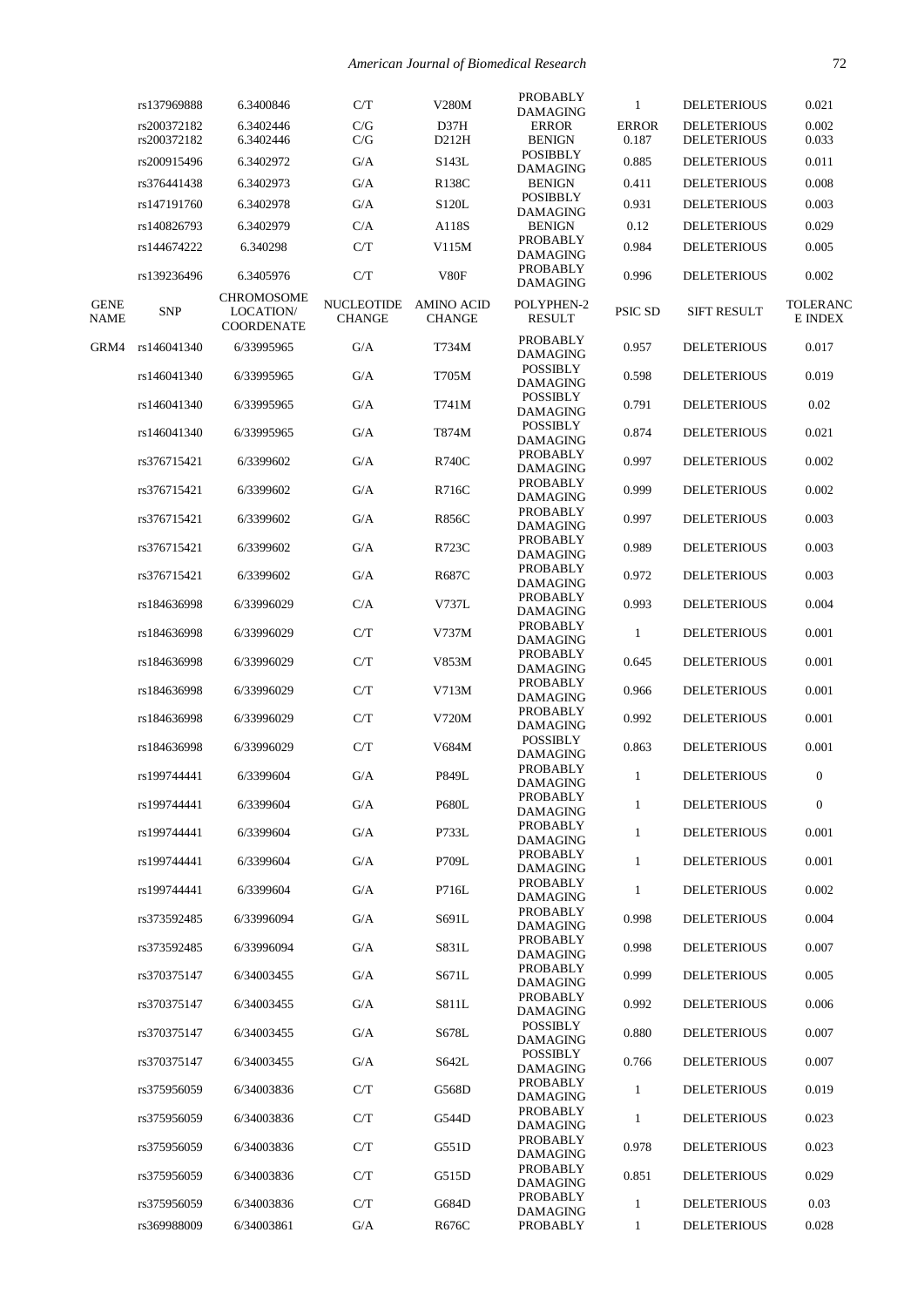| GENE NAME | SNP | CHROMOSOME LOCATION/ COORDENATE | NUCLEOTIDE CHANGE | AMINO ACID CHANGE | POLYPHEN-2 RESULT | PSIC SD | SIFT RESULT | TOLERANCE INDEX |
|---|---|---|---|---|---|---|---|---|
| | rs137969888 | 6.3400846 | C/T | V280M | PROBABLY DAMAGING | 1 | DELETERIOUS | 0.021 |
| | rs200372182 | 6.3402446 | C/G | D37H | ERROR | ERROR | DELETERIOUS | 0.002 |
| | rs200372182 | 6.3402446 | C/G | D212H | BENIGN | 0.187 | DELETERIOUS | 0.033 |
| | rs200915496 | 6.3402972 | G/A | S143L | POSIBBLY DAMAGING | 0.885 | DELETERIOUS | 0.011 |
| | rs376441438 | 6.3402973 | G/A | R138C | BENIGN | 0.411 | DELETERIOUS | 0.008 |
| | rs147191760 | 6.3402978 | G/A | S120L | POSIBBLY DAMAGING | 0.931 | DELETERIOUS | 0.003 |
| | rs140826793 | 6.3402979 | C/A | A118S | BENIGN | 0.12 | DELETERIOUS | 0.029 |
| | rs144674222 | 6.340298 | C/T | V115M | PROBABLY DAMAGING | 0.984 | DELETERIOUS | 0.005 |
| | rs139236496 | 6.3405976 | C/T | V80F | PROBABLY DAMAGING | 0.996 | DELETERIOUS | 0.002 |
| GRM4 | rs146041340 | 6/33995965 | G/A | T734M | PROBABLY DAMAGING | 0.957 | DELETERIOUS | 0.017 |
| | rs146041340 | 6/33995965 | G/A | T705M | POSSIBLY DAMAGING | 0.598 | DELETERIOUS | 0.019 |
| | rs146041340 | 6/33995965 | G/A | T741M | POSSIBLY DAMAGING | 0.791 | DELETERIOUS | 0.02 |
| | rs146041340 | 6/33995965 | G/A | T874M | POSSIBLY DAMAGING | 0.874 | DELETERIOUS | 0.021 |
| | rs376715421 | 6/3399602 | G/A | R740C | PROBABLY DAMAGING | 0.997 | DELETERIOUS | 0.002 |
| | rs376715421 | 6/3399602 | G/A | R716C | PROBABLY DAMAGING | 0.999 | DELETERIOUS | 0.002 |
| | rs376715421 | 6/3399602 | G/A | R856C | PROBABLY DAMAGING | 0.997 | DELETERIOUS | 0.003 |
| | rs376715421 | 6/3399602 | G/A | R723C | PROBABLY DAMAGING | 0.989 | DELETERIOUS | 0.003 |
| | rs376715421 | 6/3399602 | G/A | R687C | PROBABLY DAMAGING | 0.972 | DELETERIOUS | 0.003 |
| | rs184636998 | 6/33996029 | C/A | V737L | PROBABLY DAMAGING | 0.993 | DELETERIOUS | 0.004 |
| | rs184636998 | 6/33996029 | C/T | V737M | PROBABLY DAMAGING | 1 | DELETERIOUS | 0.001 |
| | rs184636998 | 6/33996029 | C/T | V853M | PROBABLY DAMAGING | 0.645 | DELETERIOUS | 0.001 |
| | rs184636998 | 6/33996029 | C/T | V713M | PROBABLY DAMAGING | 0.966 | DELETERIOUS | 0.001 |
| | rs184636998 | 6/33996029 | C/T | V720M | PROBABLY DAMAGING | 0.992 | DELETERIOUS | 0.001 |
| | rs184636998 | 6/33996029 | C/T | V684M | POSSIBLY DAMAGING | 0.863 | DELETERIOUS | 0.001 |
| | rs199744441 | 6/3399604 | G/A | P849L | PROBABLY DAMAGING | 1 | DELETERIOUS | 0 |
| | rs199744441 | 6/3399604 | G/A | P680L | PROBABLY DAMAGING | 1 | DELETERIOUS | 0 |
| | rs199744441 | 6/3399604 | G/A | P733L | PROBABLY DAMAGING | 1 | DELETERIOUS | 0.001 |
| | rs199744441 | 6/3399604 | G/A | P709L | PROBABLY DAMAGING | 1 | DELETERIOUS | 0.001 |
| | rs199744441 | 6/3399604 | G/A | P716L | PROBABLY DAMAGING | 1 | DELETERIOUS | 0.002 |
| | rs373592485 | 6/33996094 | G/A | S691L | PROBABLY DAMAGING | 0.998 | DELETERIOUS | 0.004 |
| | rs373592485 | 6/33996094 | G/A | S831L | PROBABLY DAMAGING | 0.998 | DELETERIOUS | 0.007 |
| | rs370375147 | 6/34003455 | G/A | S671L | PROBABLY DAMAGING | 0.999 | DELETERIOUS | 0.005 |
| | rs370375147 | 6/34003455 | G/A | S811L | PROBABLY DAMAGING | 0.992 | DELETERIOUS | 0.006 |
| | rs370375147 | 6/34003455 | G/A | S678L | POSSIBLY DAMAGING | 0.880 | DELETERIOUS | 0.007 |
| | rs370375147 | 6/34003455 | G/A | S642L | POSSIBLY DAMAGING | 0.766 | DELETERIOUS | 0.007 |
| | rs375956059 | 6/34003836 | C/T | G568D | PROBABLY DAMAGING | 1 | DELETERIOUS | 0.019 |
| | rs375956059 | 6/34003836 | C/T | G544D | PROBABLY DAMAGING | 1 | DELETERIOUS | 0.023 |
| | rs375956059 | 6/34003836 | C/T | G551D | PROBABLY DAMAGING | 0.978 | DELETERIOUS | 0.023 |
| | rs375956059 | 6/34003836 | C/T | G515D | PROBABLY DAMAGING | 0.851 | DELETERIOUS | 0.029 |
| | rs375956059 | 6/34003836 | C/T | G684D | PROBABLY DAMAGING | 1 | DELETERIOUS | 0.03 |
| | rs369988009 | 6/34003861 | G/A | R676C | PROBABLY | 1 | DELETERIOUS | 0.028 |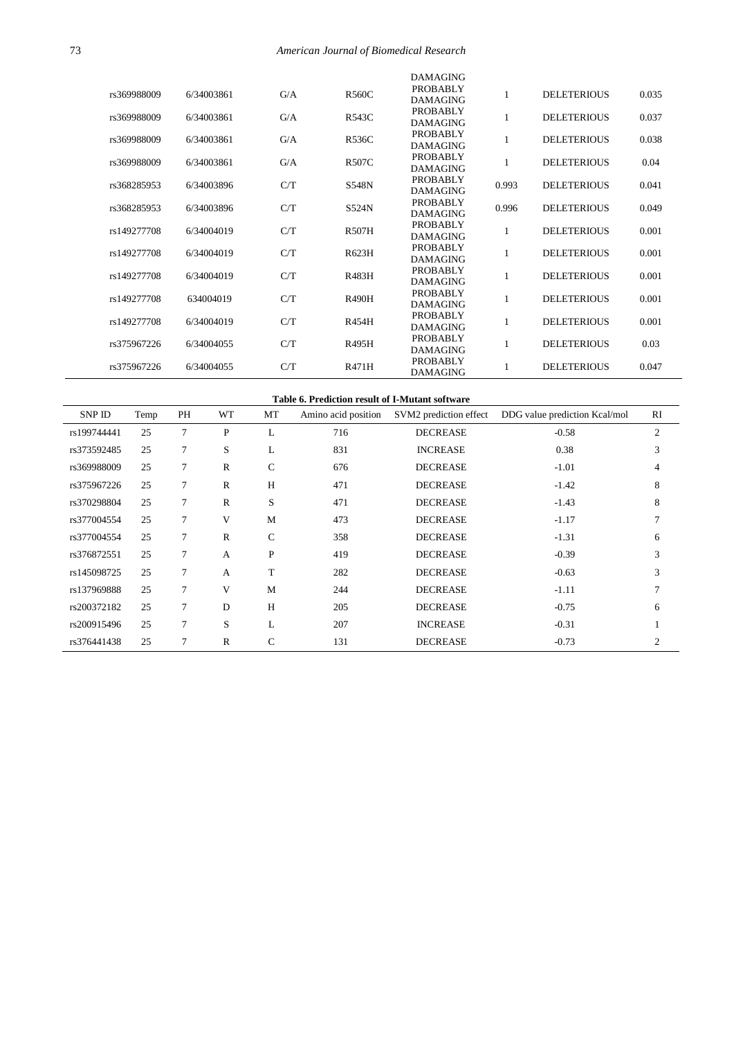| | | | | | | | |
|---|---|---|---|---|---|---|---|
| | | | | DAMAGING | | | |
| rs369988009 | 6/34003861 | G/A | R560C | PROBABLY DAMAGING | 1 | DELETERIOUS | 0.035 |
| rs369988009 | 6/34003861 | G/A | R543C | PROBABLY DAMAGING | 1 | DELETERIOUS | 0.037 |
| rs369988009 | 6/34003861 | G/A | R536C | PROBABLY DAMAGING | 1 | DELETERIOUS | 0.038 |
| rs369988009 | 6/34003861 | G/A | R507C | PROBABLY DAMAGING | 1 | DELETERIOUS | 0.04 |
| rs368285953 | 6/34003896 | C/T | S548N | PROBABLY DAMAGING | 0.993 | DELETERIOUS | 0.041 |
| rs368285953 | 6/34003896 | C/T | S524N | PROBABLY DAMAGING | 0.996 | DELETERIOUS | 0.049 |
| rs149277708 | 6/34004019 | C/T | R507H | PROBABLY DAMAGING | 1 | DELETERIOUS | 0.001 |
| rs149277708 | 6/34004019 | C/T | R623H | PROBABLY DAMAGING | 1 | DELETERIOUS | 0.001 |
| rs149277708 | 6/34004019 | C/T | R483H | PROBABLY DAMAGING | 1 | DELETERIOUS | 0.001 |
| rs149277708 | 634004019 | C/T | R490H | PROBABLY DAMAGING | 1 | DELETERIOUS | 0.001 |
| rs149277708 | 6/34004019 | C/T | R454H | PROBABLY DAMAGING | 1 | DELETERIOUS | 0.001 |
| rs375967226 | 6/34004055 | C/T | R495H | PROBABLY DAMAGING | 1 | DELETERIOUS | 0.03 |
| rs375967226 | 6/34004055 | C/T | R471H | PROBABLY DAMAGING | 1 | DELETERIOUS | 0.047 |

**Table 6. Prediction result of I-Mutant software**

| SNP ID | Temp | PH | WT | MT | Amino acid position | SVM2 prediction effect | DDG value prediction Kcal/mol | RI |
|---|---|---|---|---|---|---|---|---|
| rs199744441 | 25 | 7 | P | L | 716 | DECREASE | -0.58 | 2 |
| rs373592485 | 25 | 7 | S | L | 831 | INCREASE | 0.38 | 3 |
| rs369988009 | 25 | 7 | R | C | 676 | DECREASE | -1.01 | 4 |
| rs375967226 | 25 | 7 | R | H | 471 | DECREASE | -1.42 | 8 |
| rs370298804 | 25 | 7 | R | S | 471 | DECREASE | -1.43 | 8 |
| rs377004554 | 25 | 7 | V | M | 473 | DECREASE | -1.17 | 7 |
| rs377004554 | 25 | 7 | R | C | 358 | DECREASE | -1.31 | 6 |
| rs376872551 | 25 | 7 | A | P | 419 | DECREASE | -0.39 | 3 |
| rs145098725 | 25 | 7 | A | T | 282 | DECREASE | -0.63 | 3 |
| rs137969888 | 25 | 7 | V | M | 244 | DECREASE | -1.11 | 7 |
| rs200372182 | 25 | 7 | D | H | 205 | DECREASE | -0.75 | 6 |
| rs200915496 | 25 | 7 | S | L | 207 | INCREASE | -0.31 | 1 |
| rs376441438 | 25 | 7 | R | C | 131 | DECREASE | -0.73 | 2 |